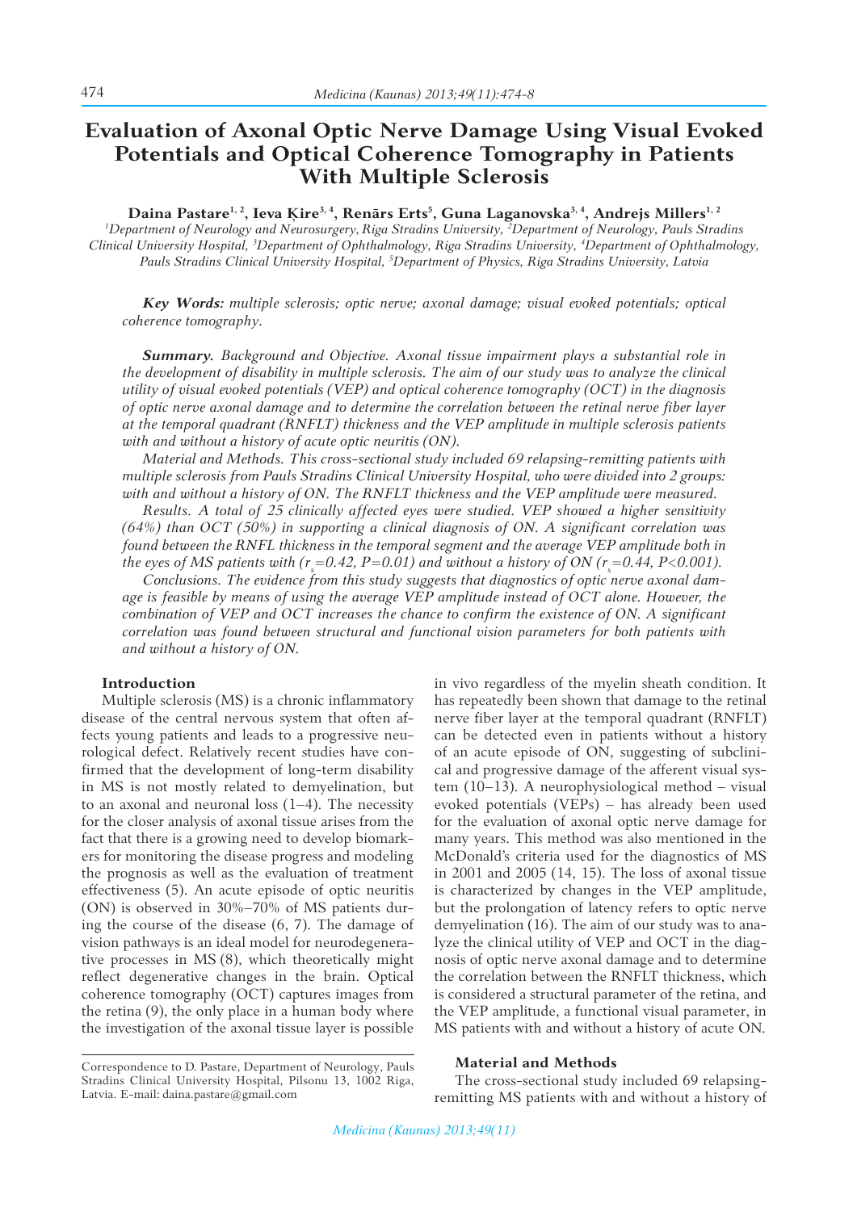# Evaluation of Axonal Optic Nerve Damage Using Visual Evoked Potentials and Optical Coherence Tomography in Patients With Multiple Sclerosis

**Daina Pastare[1, 2], Ieva Ķire[3, 4], Renārs Erts[5], Guna Laganovska[3, 4], Andrejs Millers[1, 2]**

[1]*Department of Neurology and Neurosurgery, Riga Stradins University,* [2]*Department of Neurology, Pauls Stradins Clinical University Hospital,* [3]*Department of Ophthalmology, Riga Stradins University,* [4]*Department of Ophthalmology, Pauls Stradins Clinical University Hospital,* [5]*Department of Physics, Riga Stradins University, Latvia*

***Key Words:*** *multiple sclerosis; optic nerve; axonal damage; visual evoked potentials; optical coherence tomography.*

***Summary.*** *Background and Objective. Axonal tissue impairment plays a substantial role in the development of disability in multiple sclerosis. The aim of our study was to analyze the clinical utility of visual evoked potentials (VEP) and optical coherence tomography (OCT) in the diagnosis of optic nerve axonal damage and to determine the correlation between the retinal nerve fiber layer at the temporal quadrant (RNFLT) thickness and the VEP amplitude in multiple sclerosis patients with and without a history of acute optic neuritis (ON).*

*Material and Methods. This cross-sectional study included 69 relapsing-remitting patients with multiple sclerosis from Pauls Stradins Clinical University Hospital, who were divided into 2 groups: with and without a history of ON. The RNFLT thickness and the VEP amplitude were measured.*

*Results. A total of 25 clinically affected eyes were studied. VEP showed a higher sensitivity (64%) than OCT (50%) in supporting a clinical diagnosis of ON. A significant correlation was found between the RNFL thickness in the temporal segment and the average VEP amplitude both in the eyes of MS patients with ($r_s$=0.42, P=0.01) and without a history of ON ($r_s$=0.44, P<0.001).*

*Conclusions. The evidence from this study suggests that diagnostics of optic nerve axonal damage is feasible by means of using the average VEP amplitude instead of OCT alone. However, the combination of VEP and OCT increases the chance to confirm the existence of ON. A significant correlation was found between structural and functional vision parameters for both patients with and without a history of ON.*

## Introduction

Multiple sclerosis (MS) is a chronic inflammatory disease of the central nervous system that often affects young patients and leads to a progressive neurological defect. Relatively recent studies have confirmed that the development of long-term disability in MS is not mostly related to demyelination, but to an axonal and neuronal loss (1–4). The necessity for the closer analysis of axonal tissue arises from the fact that there is a growing need to develop biomarkers for monitoring the disease progress and modeling the prognosis as well as the evaluation of treatment effectiveness (5). An acute episode of optic neuritis (ON) is observed in 30%–70% of MS patients during the course of the disease (6, 7). The damage of vision pathways is an ideal model for neurodegenerative processes in MS (8), which theoretically might reflect degenerative changes in the brain. Optical coherence tomography (OCT) captures images from the retina (9), the only place in a human body where the investigation of the axonal tissue layer is possible in vivo regardless of the myelin sheath condition. It has repeatedly been shown that damage to the retinal nerve fiber layer at the temporal quadrant (RNFLT) can be detected even in patients without a history of an acute episode of ON, suggesting of subclinical and progressive damage of the afferent visual system (10–13). A neurophysiological method – visual evoked potentials (VEPs) – has already been used for the evaluation of axonal optic nerve damage for many years. This method was also mentioned in the McDonald's criteria used for the diagnostics of MS in 2001 and 2005 (14, 15). The loss of axonal tissue is characterized by changes in the VEP amplitude, but the prolongation of latency refers to optic nerve demyelination (16). The aim of our study was to analyze the clinical utility of VEP and OCT in the diagnosis of optic nerve axonal damage and to determine the correlation between the RNFLT thickness, which is considered a structural parameter of the retina, and the VEP amplitude, a functional visual parameter, in MS patients with and without a history of acute ON.

## Material and Methods

The cross-sectional study included 69 relapsing-remitting MS patients with and without a history of

Correspondence to D. Pastare, Department of Neurology, Pauls Stradins Clinical University Hospital, Pilsonu 13, 1002 Riga, Latvia. E-mail: daina.pastare@gmail.com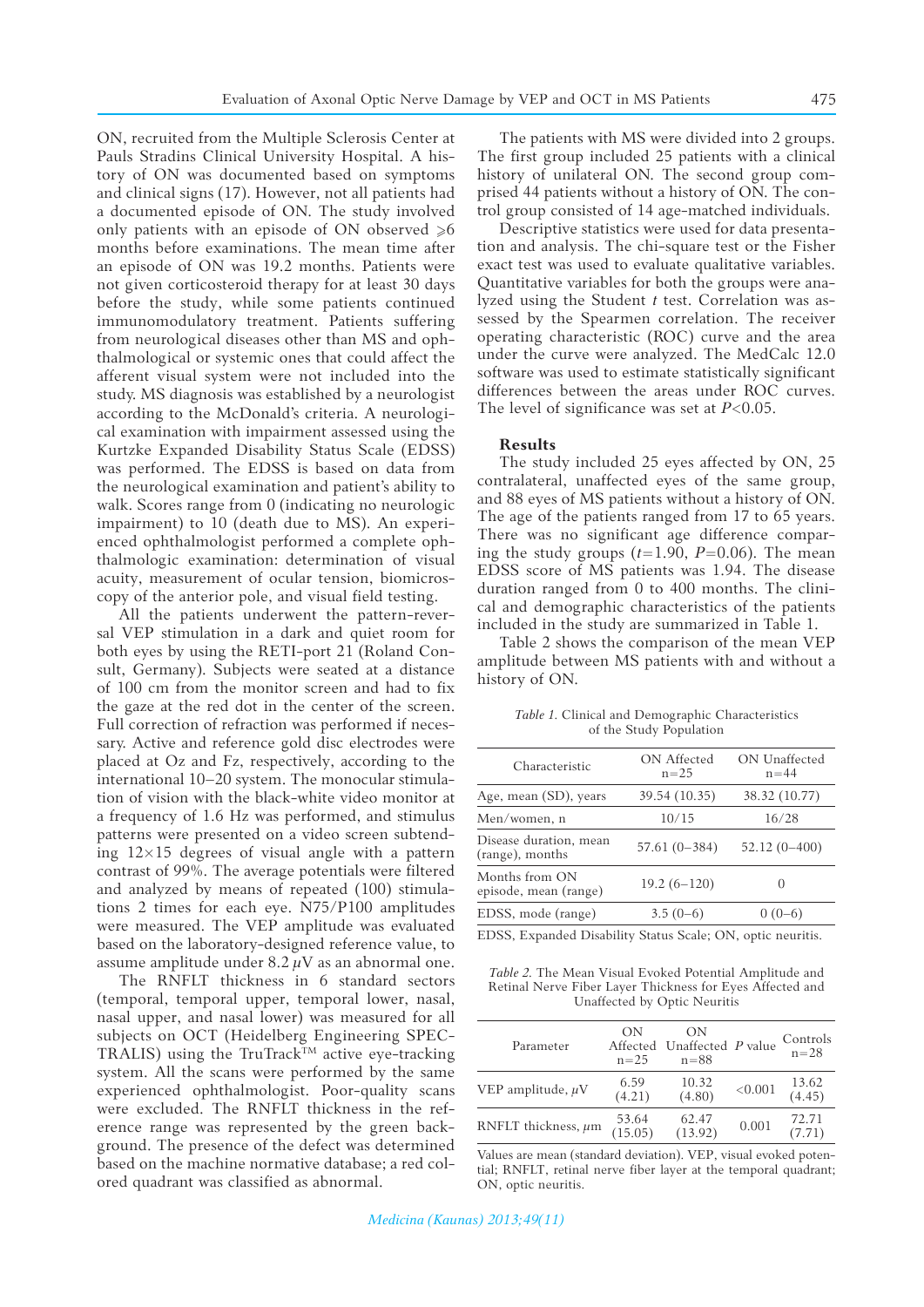ON, recruited from the Multiple Sclerosis Center at Pauls Stradins Clinical University Hospital. A history of ON was documented based on symptoms and clinical signs (17). However, not all patients had a documented episode of ON. The study involved only patients with an episode of ON observed ⩾6 months before examinations. The mean time after an episode of ON was 19.2 months. Patients were not given corticosteroid therapy for at least 30 days before the study, while some patients continued immunomodulatory treatment. Patients suffering from neurological diseases other than MS and ophthalmological or systemic ones that could affect the afferent visual system were not included into the study. MS diagnosis was established by a neurologist according to the McDonald's criteria. A neurological examination with impairment assessed using the Kurtzke Expanded Disability Status Scale (EDSS) was performed. The EDSS is based on data from the neurological examination and patient's ability to walk. Scores range from 0 (indicating no neurologic impairment) to 10 (death due to MS). An experienced ophthalmologist performed a complete ophthalmologic examination: determination of visual acuity, measurement of ocular tension, biomicroscopy of the anterior pole, and visual field testing.

All the patients underwent the pattern-reversal VEP stimulation in a dark and quiet room for both eyes by using the RETI-port 21 (Roland Consult, Germany). Subjects were seated at a distance of 100 cm from the monitor screen and had to fix the gaze at the red dot in the center of the screen. Full correction of refraction was performed if necessary. Active and reference gold disc electrodes were placed at Oz and Fz, respectively, according to the international 10–20 system. The monocular stimulation of vision with the black-white video monitor at a frequency of 1.6 Hz was performed, and stimulus patterns were presented on a video screen subtending 12×15 degrees of visual angle with a pattern contrast of 99%. The average potentials were filtered and analyzed by means of repeated (100) stimulations 2 times for each eye. N75/P100 amplitudes were measured. The VEP amplitude was evaluated based on the laboratory-designed reference value, to assume amplitude under 8.2 $\mu$V as an abnormal one.

The RNFLT thickness in 6 standard sectors (temporal, temporal upper, temporal lower, nasal, nasal upper, and nasal lower) was measured for all subjects on OCT (Heidelberg Engineering SPECTRALIS) using the TruTrack™ active eye-tracking system. All the scans were performed by the same experienced ophthalmologist. Poor-quality scans were excluded. The RNFLT thickness in the reference range was represented by the green background. The presence of the defect was determined based on the machine normative database; a red colored quadrant was classified as abnormal.

The patients with MS were divided into 2 groups. The first group included 25 patients with a clinical history of unilateral ON. The second group comprised 44 patients without a history of ON. The control group consisted of 14 age-matched individuals.

Descriptive statistics were used for data presentation and analysis. The chi-square test or the Fisher exact test was used to evaluate qualitative variables. Quantitative variables for both the groups were analyzed using the Student *t* test. Correlation was assessed by the Spearmen correlation. The receiver operating characteristic (ROC) curve and the area under the curve were analyzed. The MedCalc 12.0 software was used to estimate statistically significant differences between the areas under ROC curves. The level of significance was set at $P<0.05$.

### Results

The study included 25 eyes affected by ON, 25 contralateral, unaffected eyes of the same group, and 88 eyes of MS patients without a history of ON. The age of the patients ranged from 17 to 65 years. There was no significant age difference comparing the study groups ($t=1.90$, $P=0.06$). The mean EDSS score of MS patients was 1.94. The disease duration ranged from 0 to 400 months. The clinical and demographic characteristics of the patients included in the study are summarized in Table 1.

Table 2 shows the comparison of the mean VEP amplitude between MS patients with and without a history of ON.

*Table 1.* Clinical and Demographic Characteristics of the Study Population

| Characteristic | ON Affected n=25 | ON Unaffected n=44 |
|---|---|---|
| Age, mean (SD), years | 39.54 (10.35) | 38.32 (10.77) |
| Men/women, n | 10/15 | 16/28 |
| Disease duration, mean (range), months | 57.61 (0–384) | 52.12 (0–400) |
| Months from ON episode, mean (range) | 19.2 (6–120) | 0 |
| EDSS, mode (range) | 3.5 (0–6) | 0 (0–6) |

EDSS, Expanded Disability Status Scale; ON, optic neuritis.

*Table 2.* The Mean Visual Evoked Potential Amplitude and Retinal Nerve Fiber Layer Thickness for Eyes Affected and Unaffected by Optic Neuritis

| Parameter | ON Affected n=25 | ON Unaffected n=88 | *P* value | Controls n=28 |
|---|---|---|---|---|
| VEP amplitude, $\mu$V | 6.59 (4.21) | 10.32 (4.80) | <0.001 | 13.62 (4.45) |
| RNFLT thickness, $\mu$m | 53.64 (15.05) | 62.47 (13.92) | 0.001 | 72.71 (7.71) |

Values are mean (standard deviation). VEP, visual evoked potential; RNFLT, retinal nerve fiber layer at the temporal quadrant; ON, optic neuritis.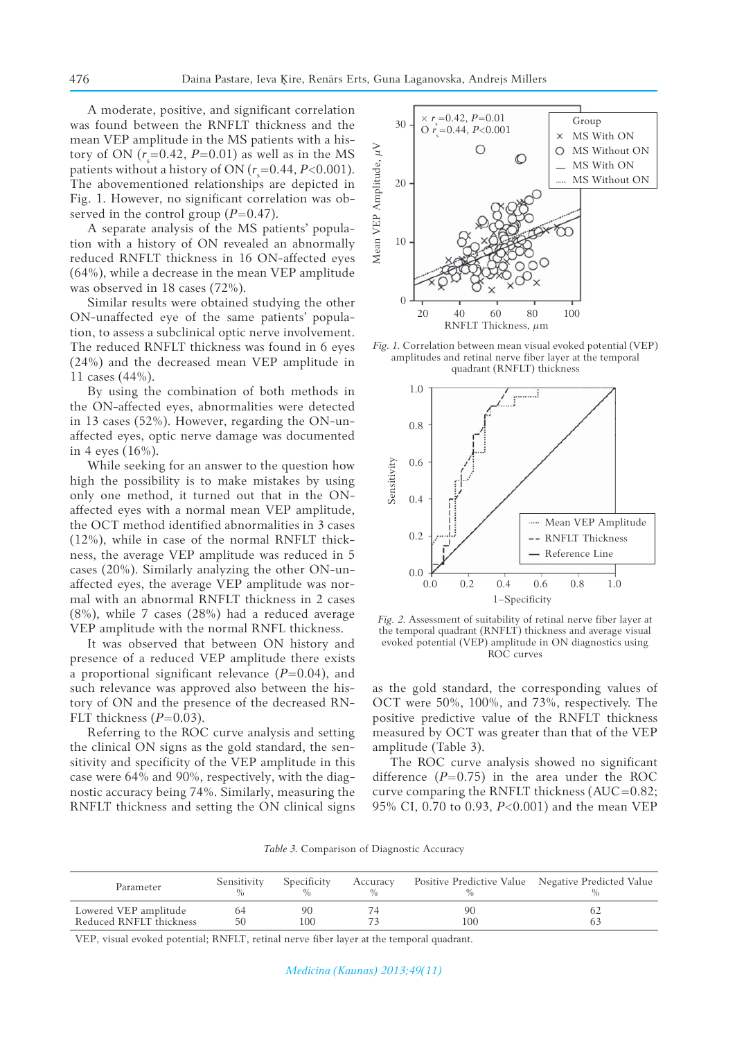A moderate, positive, and significant correlation was found between the RNFLT thickness and the mean VEP amplitude in the MS patients with a history of ON ($r_s$=0.42, $P$=0.01) as well as in the MS patients without a history of ON ($r_s$=0.44, $P$<0.001). The abovementioned relationships are depicted in Fig. 1. However, no significant correlation was observed in the control group ($P$=0.47).

A separate analysis of the MS patients' population with a history of ON revealed an abnormally reduced RNFLT thickness in 16 ON-affected eyes (64%), while a decrease in the mean VEP amplitude was observed in 18 cases (72%).

Similar results were obtained studying the other ON-unaffected eye of the same patients' population, to assess a subclinical optic nerve involvement. The reduced RNFLT thickness was found in 6 eyes (24%) and the decreased mean VEP amplitude in 11 cases (44%).

By using the combination of both methods in the ON-affected eyes, abnormalities were detected in 13 cases (52%). However, regarding the ON-unaffected eyes, optic nerve damage was documented in 4 eyes (16%).

While seeking for an answer to the question how high the possibility is to make mistakes by using only one method, it turned out that in the ON-affected eyes with a normal mean VEP amplitude, the OCT method identified abnormalities in 3 cases (12%), while in case of the normal RNFLT thickness, the average VEP amplitude was reduced in 5 cases (20%). Similarly analyzing the other ON-unaffected eyes, the average VEP amplitude was normal with an abnormal RNFLT thickness in 2 cases (8%), while 7 cases (28%) had a reduced average VEP amplitude with the normal RNFL thickness.

It was observed that between ON history and presence of a reduced VEP amplitude there exists a proportional significant relevance ($P$=0.04), and such relevance was approved also between the history of ON and the presence of the decreased RNFLT thickness ($P$=0.03).

Referring to the ROC curve analysis and setting the clinical ON signs as the gold standard, the sensitivity and specificity of the VEP amplitude in this case were 64% and 90%, respectively, with the diagnostic accuracy being 74%. Similarly, measuring the RNFLT thickness and setting the ON clinical signs as the gold standard, the corresponding values of OCT were 50%, 100%, and 73%, respectively. The positive predictive value of the RNFLT thickness measured by OCT was greater than that of the VEP amplitude (Table 3).

The ROC curve analysis showed no significant difference ($P$=0.75) in the area under the ROC curve comparing the RNFLT thickness (AUC=0.82; 95% CI, 0.70 to 0.93, $P$<0.001) and the mean VEP

× $r_s$=0.42, $P$=0.01
O $r_s$=0.44, $P$<0.001

Group
× MS With ON
O MS Without ON
— MS With ON
..... MS Without ON

Mean VEP Amplitude, μV
0
10
20
30

RNFLT Thickness, μm
20
40
60
80
100

*Fig. 1.* Correlation between mean visual evoked potential (VEP) amplitudes and retinal nerve fiber layer at the temporal quadrant (RNFLT) thickness

Sensitivity
0.0
0.2
0.4
0.6
0.8
1.0

1–Specificity
0.0
0.2
0.4
0.6
0.8
1.0

..... Mean VEP Amplitude
-- RNFLT Thickness
— Reference Line

*Fig. 2.* Assessment of suitability of retinal nerve fiber layer at the temporal quadrant (RNFLT) thickness and average visual evoked potential (VEP) amplitude in ON diagnostics using ROC curves

*Table 3.* Comparison of Diagnostic Accuracy

| Parameter | Sensitivity % | Specificity % | Accuracy % | Positive Predictive Value % | Negative Predicted Value % |
|---|---|---|---|---|---|
| Lowered VEP amplitude | 64 | 90 | 74 | 90 | 62 |
| Reduced RNFLT thickness | 50 | 100 | 73 | 100 | 63 |

VEP, visual evoked potential; RNFLT, retinal nerve fiber layer at the temporal quadrant.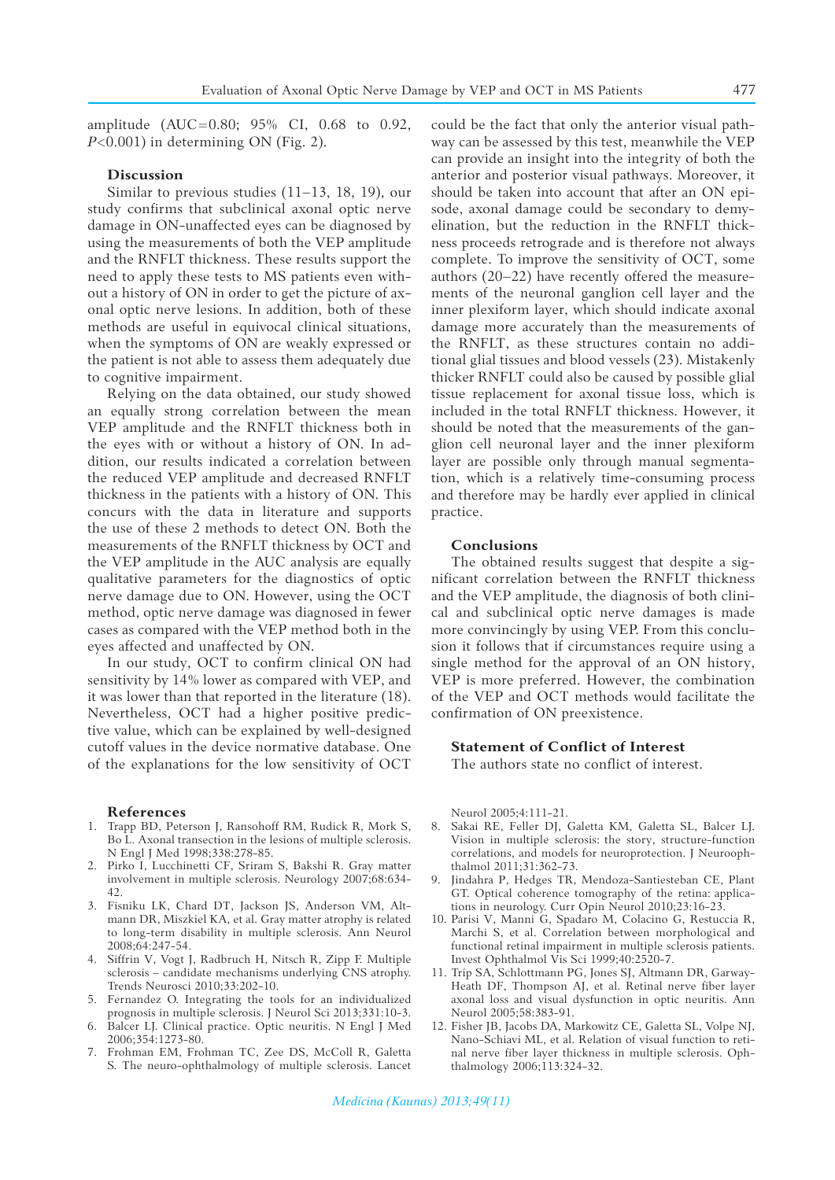amplitude (AUC=0.80; 95% CI, 0.68 to 0.92, $P<0.001$) in determining ON (Fig. 2).

## Discussion

Similar to previous studies (11–13, 18, 19), our study confirms that subclinical axonal optic nerve damage in ON-unaffected eyes can be diagnosed by using the measurements of both the VEP amplitude and the RNFLT thickness. These results support the need to apply these tests to MS patients even without a history of ON in order to get the picture of axonal optic nerve lesions. In addition, both of these methods are useful in equivocal clinical situations, when the symptoms of ON are weakly expressed or the patient is not able to assess them adequately due to cognitive impairment.

Relying on the data obtained, our study showed an equally strong correlation between the mean VEP amplitude and the RNFLT thickness both in the eyes with or without a history of ON. In addition, our results indicated a correlation between the reduced VEP amplitude and decreased RNFLT thickness in the patients with a history of ON. This concurs with the data in literature and supports the use of these 2 methods to detect ON. Both the measurements of the RNFLT thickness by OCT and the VEP amplitude in the AUC analysis are equally qualitative parameters for the diagnostics of optic nerve damage due to ON. However, using the OCT method, optic nerve damage was diagnosed in fewer cases as compared with the VEP method both in the eyes affected and unaffected by ON.

In our study, OCT to confirm clinical ON had sensitivity by 14% lower as compared with VEP, and it was lower than that reported in the literature (18). Nevertheless, OCT had a higher positive predictive value, which can be explained by well-designed cutoff values in the device normative database. One of the explanations for the low sensitivity of OCT could be the fact that only the anterior visual pathway can be assessed by this test, meanwhile the VEP can provide an insight into the integrity of both the anterior and posterior visual pathways. Moreover, it should be taken into account that after an ON episode, axonal damage could be secondary to demyelination, but the reduction in the RNFLT thickness proceeds retrograde and is therefore not always complete. To improve the sensitivity of OCT, some authors (20–22) have recently offered the measurements of the neuronal ganglion cell layer and the inner plexiform layer, which should indicate axonal damage more accurately than the measurements of the RNFLT, as these structures contain no additional glial tissues and blood vessels (23). Mistakenly thicker RNFLT could also be caused by possible glial tissue replacement for axonal tissue loss, which is included in the total RNFLT thickness. However, it should be noted that the measurements of the ganglion cell neuronal layer and the inner plexiform layer are possible only through manual segmentation, which is a relatively time-consuming process and therefore may be hardly ever applied in clinical practice.

## Conclusions

The obtained results suggest that despite a significant correlation between the RNFLT thickness and the VEP amplitude, the diagnosis of both clinical and subclinical optic nerve damages is made more convincingly by using VEP. From this conclusion it follows that if circumstances require using a single method for the approval of an ON history, VEP is more preferred. However, the combination of the VEP and OCT methods would facilitate the confirmation of ON preexistence.

## Statement of Conflict of Interest

The authors state no conflict of interest.

## References

1. Trapp BD, Peterson J, Ransohoff RM, Rudick R, Mork S, Bo L. Axonal transection in the lesions of multiple sclerosis. N Engl J Med 1998;338:278-85.
2. Pirko I, Lucchinetti CF, Sriram S, Bakshi R. Gray matter involvement in multiple sclerosis. Neurology 2007;68:634-42.
3. Fisniku LK, Chard DT, Jackson JS, Anderson VM, Altmann DR, Miszkiel KA, et al. Gray matter atrophy is related to long-term disability in multiple sclerosis. Ann Neurol 2008;64:247-54.
4. Siffrin V, Vogt J, Radbruch H, Nitsch R, Zipp F. Multiple sclerosis – candidate mechanisms underlying CNS atrophy. Trends Neurosci 2010;33:202-10.
5. Fernandez O. Integrating the tools for an individualized prognosis in multiple sclerosis. J Neurol Sci 2013;331:10-3.
6. Balcer LJ. Clinical practice. Optic neuritis. N Engl J Med 2006;354:1273-80.
7. Frohman EM, Frohman TC, Zee DS, McColl R, Galetta S. The neuro-ophthalmology of multiple sclerosis. Lancet Neurol 2005;4:111-21.
8. Sakai RE, Feller DJ, Galetta KM, Galetta SL, Balcer LJ. Vision in multiple sclerosis: the story, structure-function correlations, and models for neuroprotection. J Neuroophthalmol 2011;31:362-73.
9. Jindahra P, Hedges TR, Mendoza-Santiesteban CE, Plant GT. Optical coherence tomography of the retina: applications in neurology. Curr Opin Neurol 2010;23:16-23.
10. Parisi V, Manni G, Spadaro M, Colacino G, Restuccia R, Marchi S, et al. Correlation between morphological and functional retinal impairment in multiple sclerosis patients. Invest Ophthalmol Vis Sci 1999;40:2520-7.
11. Trip SA, Schlottmann PG, Jones SJ, Altmann DR, Garway-Heath DF, Thompson AJ, et al. Retinal nerve fiber layer axonal loss and visual dysfunction in optic neuritis. Ann Neurol 2005;58:383-91.
12. Fisher JB, Jacobs DA, Markowitz CE, Galetta SL, Volpe NJ, Nano-Schiavi ML, et al. Relation of visual function to retinal nerve fiber layer thickness in multiple sclerosis. Ophthalmology 2006;113:324-32.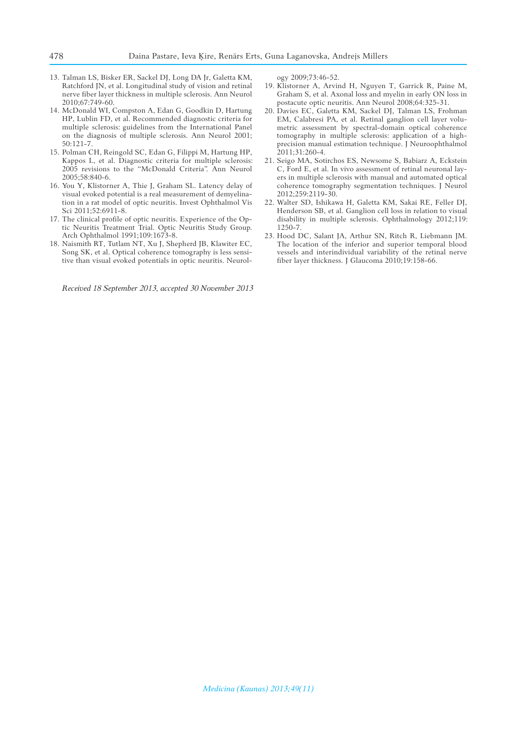13. Talman LS, Bisker ER, Sackel DJ, Long DA Jr, Galetta KM, Ratchford JN, et al. Longitudinal study of vision and retinal nerve fiber layer thickness in multiple sclerosis. Ann Neurol 2010;67:749-60.
14. McDonald WI, Compston A, Edan G, Goodkin D, Hartung HP, Lublin FD, et al. Recommended diagnostic criteria for multiple sclerosis: guidelines from the International Panel on the diagnosis of multiple sclerosis. Ann Neurol 2001; 50:121-7.
15. Polman CH, Reingold SC, Edan G, Filippi M, Hartung HP, Kappos L, et al. Diagnostic criteria for multiple sclerosis: 2005 revisions to the "McDonald Criteria". Ann Neurol 2005;58:840-6.
16. You Y, Klistorner A, Thie J, Graham SL. Latency delay of visual evoked potential is a real measurement of demyelination in a rat model of optic neuritis. Invest Ophthalmol Vis Sci 2011;52:6911-8.
17. The clinical profile of optic neuritis. Experience of the Optic Neuritis Treatment Trial. Optic Neuritis Study Group. Arch Ophthalmol 1991;109:1673-8.
18. Naismith RT, Tutlam NT, Xu J, Shepherd JB, Klawiter EC, Song SK, et al. Optical coherence tomography is less sensitive than visual evoked potentials in optic neuritis. Neurology 2009;73:46-52.
19. Klistorner A, Arvind H, Nguyen T, Garrick R, Paine M, Graham S, et al. Axonal loss and myelin in early ON loss in postacute optic neuritis. Ann Neurol 2008;64:325-31.
20. Davies EC, Galetta KM, Sackel DJ, Talman LS, Frohman EM, Calabresi PA, et al. Retinal ganglion cell layer volumetric assessment by spectral-domain optical coherence tomography in multiple sclerosis: application of a high-precision manual estimation technique. J Neuroophthalmol 2011;31:260-4.
21. Seigo MA, Sotirchos ES, Newsome S, Babiarz A, Eckstein C, Ford E, et al. In vivo assessment of retinal neuronal layers in multiple sclerosis with manual and automated optical coherence tomography segmentation techniques. J Neurol 2012;259:2119-30.
22. Walter SD, Ishikawa H, Galetta KM, Sakai RE, Feller DJ, Henderson SB, et al. Ganglion cell loss in relation to visual disability in multiple sclerosis. Ophthalmology 2012;119: 1250-7.
23. Hood DC, Salant JA, Arthur SN, Ritch R, Liebmann JM. The location of the inferior and superior temporal blood vessels and interindividual variability of the retinal nerve fiber layer thickness. J Glaucoma 2010;19:158-66.

*Received 18 September 2013, accepted 30 November 2013*